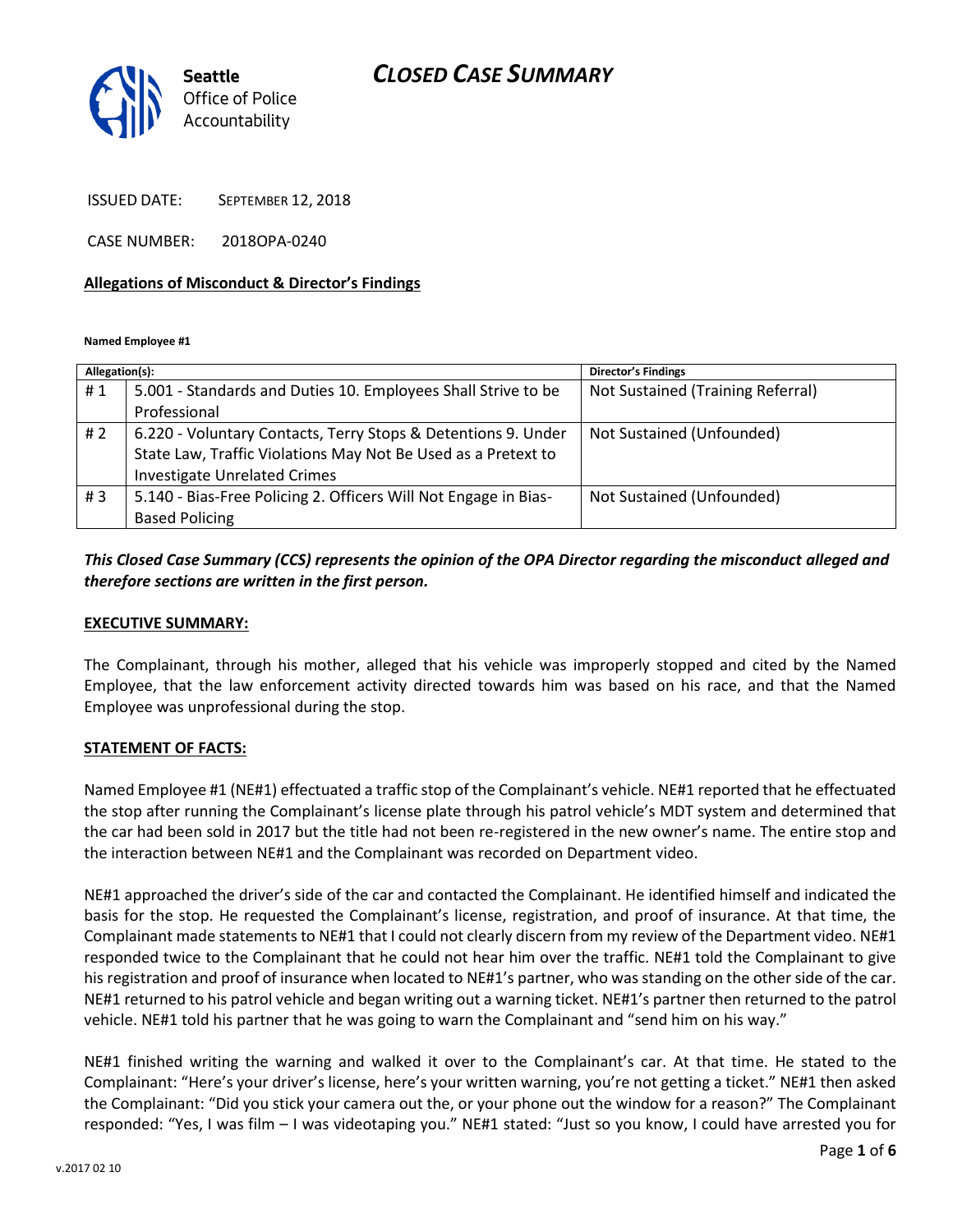# CLOSED CASE SUMMARY

Seattle Office of Police Accountability

ISSUED DATE: SEPTEMBER 12, 2018

CASE NUMBER: 2018OPA-0240

**Allegations of Misconduct & Director's Findings**

**Named Employee #1**

| Allegation(s): | | Director's Findings |
|---|---|---|
| # 1 | 5.001 - Standards and Duties 10. Employees Shall Strive to be Professional | Not Sustained (Training Referral) |
| # 2 | 6.220 - Voluntary Contacts, Terry Stops & Detentions 9. Under State Law, Traffic Violations May Not Be Used as a Pretext to Investigate Unrelated Crimes | Not Sustained (Unfounded) |
| # 3 | 5.140 - Bias-Free Policing 2. Officers Will Not Engage in Bias-Based Policing | Not Sustained (Unfounded) |

***This Closed Case Summary (CCS) represents the opinion of the OPA Director regarding the misconduct alleged and therefore sections are written in the first person.***

**EXECUTIVE SUMMARY:**

The Complainant, through his mother, alleged that his vehicle was improperly stopped and cited by the Named Employee, that the law enforcement activity directed towards him was based on his race, and that the Named Employee was unprofessional during the stop.

**STATEMENT OF FACTS:**

Named Employee #1 (NE#1) effectuated a traffic stop of the Complainant's vehicle. NE#1 reported that he effectuated the stop after running the Complainant's license plate through his patrol vehicle's MDT system and determined that the car had been sold in 2017 but the title had not been re-registered in the new owner's name. The entire stop and the interaction between NE#1 and the Complainant was recorded on Department video.

NE#1 approached the driver's side of the car and contacted the Complainant. He identified himself and indicated the basis for the stop. He requested the Complainant's license, registration, and proof of insurance. At that time, the Complainant made statements to NE#1 that I could not clearly discern from my review of the Department video. NE#1 responded twice to the Complainant that he could not hear him over the traffic. NE#1 told the Complainant to give his registration and proof of insurance when located to NE#1's partner, who was standing on the other side of the car. NE#1 returned to his patrol vehicle and began writing out a warning ticket. NE#1's partner then returned to the patrol vehicle. NE#1 told his partner that he was going to warn the Complainant and "send him on his way."

NE#1 finished writing the warning and walked it over to the Complainant's car. At that time. He stated to the Complainant: "Here's your driver's license, here's your written warning, you're not getting a ticket." NE#1 then asked the Complainant: "Did you stick your camera out the, or your phone out the window for a reason?" The Complainant responded: "Yes, I was film – I was videotaping you." NE#1 stated: "Just so you know, I could have arrested you for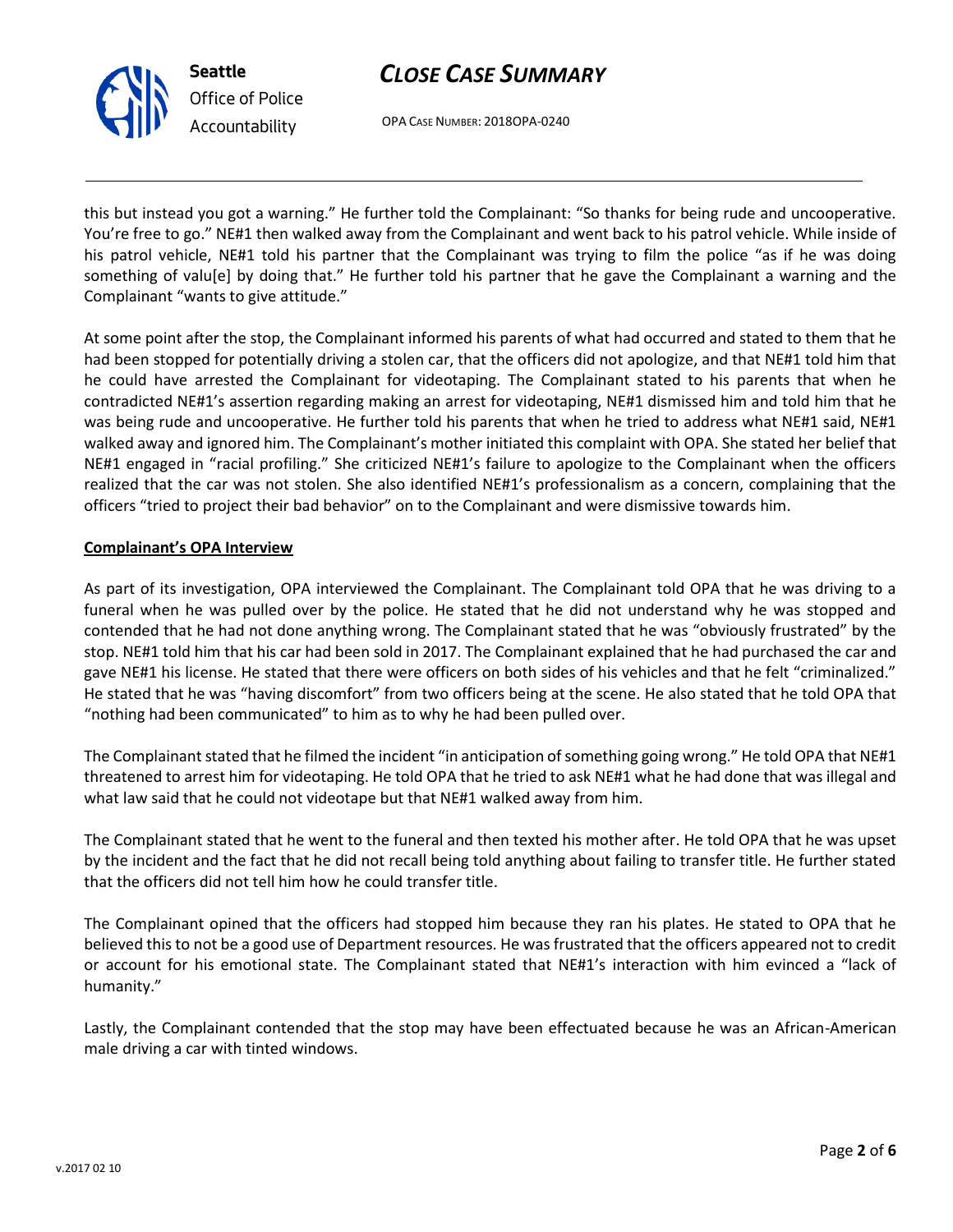this but instead you got a warning." He further told the Complainant: "So thanks for being rude and uncooperative. You're free to go." NE#1 then walked away from the Complainant and went back to his patrol vehicle. While inside of his patrol vehicle, NE#1 told his partner that the Complainant was trying to film the police "as if he was doing something of valu[e] by doing that." He further told his partner that he gave the Complainant a warning and the Complainant "wants to give attitude."

At some point after the stop, the Complainant informed his parents of what had occurred and stated to them that he had been stopped for potentially driving a stolen car, that the officers did not apologize, and that NE#1 told him that he could have arrested the Complainant for videotaping. The Complainant stated to his parents that when he contradicted NE#1's assertion regarding making an arrest for videotaping, NE#1 dismissed him and told him that he was being rude and uncooperative. He further told his parents that when he tried to address what NE#1 said, NE#1 walked away and ignored him. The Complainant's mother initiated this complaint with OPA. She stated her belief that NE#1 engaged in "racial profiling." She criticized NE#1's failure to apologize to the Complainant when the officers realized that the car was not stolen. She also identified NE#1's professionalism as a concern, complaining that the officers "tried to project their bad behavior" on to the Complainant and were dismissive towards him.

**Complainant's OPA Interview**

As part of its investigation, OPA interviewed the Complainant. The Complainant told OPA that he was driving to a funeral when he was pulled over by the police. He stated that he did not understand why he was stopped and contended that he had not done anything wrong. The Complainant stated that he was "obviously frustrated" by the stop. NE#1 told him that his car had been sold in 2017. The Complainant explained that he had purchased the car and gave NE#1 his license. He stated that there were officers on both sides of his vehicles and that he felt "criminalized." He stated that he was "having discomfort" from two officers being at the scene. He also stated that he told OPA that "nothing had been communicated" to him as to why he had been pulled over.

The Complainant stated that he filmed the incident "in anticipation of something going wrong." He told OPA that NE#1 threatened to arrest him for videotaping. He told OPA that he tried to ask NE#1 what he had done that was illegal and what law said that he could not videotape but that NE#1 walked away from him.

The Complainant stated that he went to the funeral and then texted his mother after. He told OPA that he was upset by the incident and the fact that he did not recall being told anything about failing to transfer title. He further stated that the officers did not tell him how he could transfer title.

The Complainant opined that the officers had stopped him because they ran his plates. He stated to OPA that he believed this to not be a good use of Department resources. He was frustrated that the officers appeared not to credit or account for his emotional state. The Complainant stated that NE#1's interaction with him evinced a "lack of humanity."

Lastly, the Complainant contended that the stop may have been effectuated because he was an African-American male driving a car with tinted windows.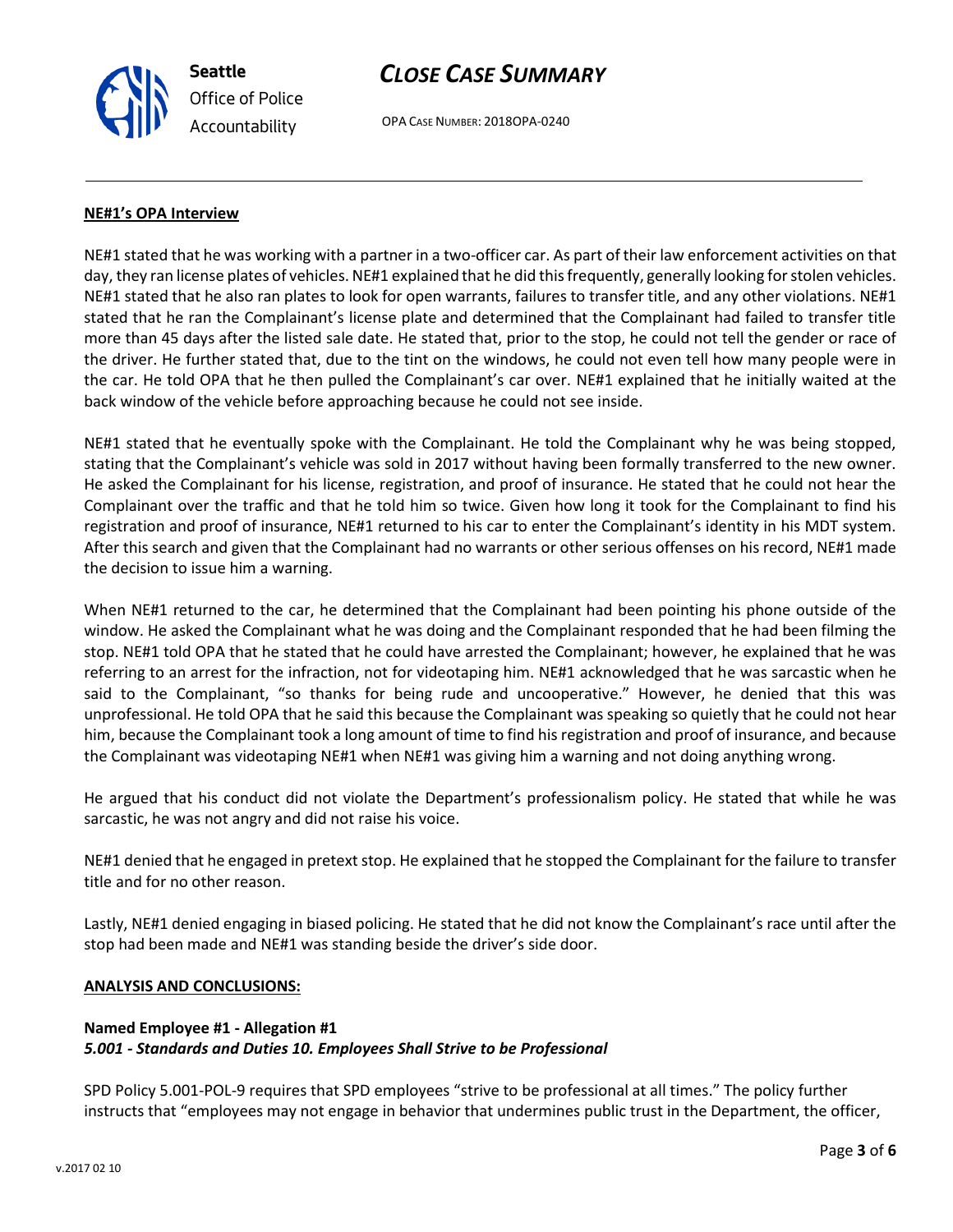**NE#1's OPA Interview**

NE#1 stated that he was working with a partner in a two-officer car. As part of their law enforcement activities on that day, they ran license plates of vehicles. NE#1 explained that he did this frequently, generally looking for stolen vehicles. NE#1 stated that he also ran plates to look for open warrants, failures to transfer title, and any other violations. NE#1 stated that he ran the Complainant's license plate and determined that the Complainant had failed to transfer title more than 45 days after the listed sale date. He stated that, prior to the stop, he could not tell the gender or race of the driver. He further stated that, due to the tint on the windows, he could not even tell how many people were in the car. He told OPA that he then pulled the Complainant's car over. NE#1 explained that he initially waited at the back window of the vehicle before approaching because he could not see inside.

NE#1 stated that he eventually spoke with the Complainant. He told the Complainant why he was being stopped, stating that the Complainant's vehicle was sold in 2017 without having been formally transferred to the new owner. He asked the Complainant for his license, registration, and proof of insurance. He stated that he could not hear the Complainant over the traffic and that he told him so twice. Given how long it took for the Complainant to find his registration and proof of insurance, NE#1 returned to his car to enter the Complainant's identity in his MDT system. After this search and given that the Complainant had no warrants or other serious offenses on his record, NE#1 made the decision to issue him a warning.

When NE#1 returned to the car, he determined that the Complainant had been pointing his phone outside of the window. He asked the Complainant what he was doing and the Complainant responded that he had been filming the stop. NE#1 told OPA that he stated that he could have arrested the Complainant; however, he explained that he was referring to an arrest for the infraction, not for videotaping him. NE#1 acknowledged that he was sarcastic when he said to the Complainant, "so thanks for being rude and uncooperative." However, he denied that this was unprofessional. He told OPA that he said this because the Complainant was speaking so quietly that he could not hear him, because the Complainant took a long amount of time to find his registration and proof of insurance, and because the Complainant was videotaping NE#1 when NE#1 was giving him a warning and not doing anything wrong.

He argued that his conduct did not violate the Department's professionalism policy. He stated that while he was sarcastic, he was not angry and did not raise his voice.

NE#1 denied that he engaged in pretext stop. He explained that he stopped the Complainant for the failure to transfer title and for no other reason.

Lastly, NE#1 denied engaging in biased policing. He stated that he did not know the Complainant's race until after the stop had been made and NE#1 was standing beside the driver's side door.

**ANALYSIS AND CONCLUSIONS:**

**Named Employee #1 - Allegation #1**
***5.001 - Standards and Duties 10. Employees Shall Strive to be Professional***

SPD Policy 5.001-POL-9 requires that SPD employees "strive to be professional at all times." The policy further instructs that "employees may not engage in behavior that undermines public trust in the Department, the officer,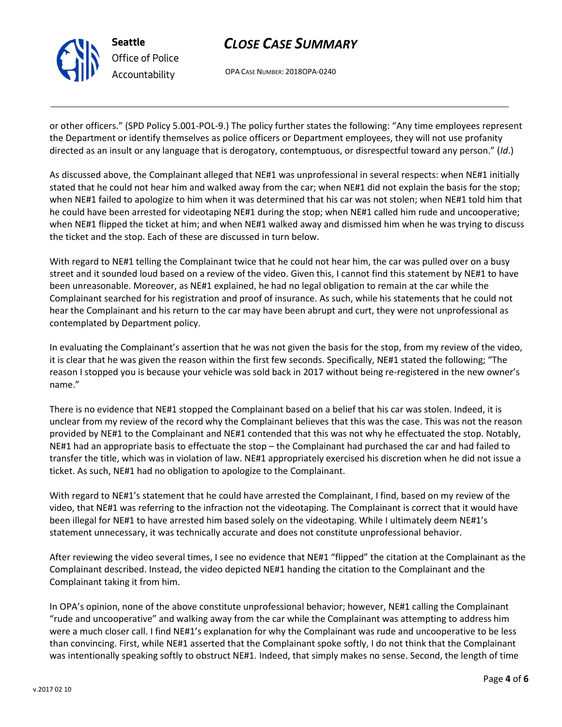or other officers." (SPD Policy 5.001-POL-9.) The policy further states the following: "Any time employees represent the Department or identify themselves as police officers or Department employees, they will not use profanity directed as an insult or any language that is derogatory, contemptuous, or disrespectful toward any person." (*Id*.)

As discussed above, the Complainant alleged that NE#1 was unprofessional in several respects: when NE#1 initially stated that he could not hear him and walked away from the car; when NE#1 did not explain the basis for the stop; when NE#1 failed to apologize to him when it was determined that his car was not stolen; when NE#1 told him that he could have been arrested for videotaping NE#1 during the stop; when NE#1 called him rude and uncooperative; when NE#1 flipped the ticket at him; and when NE#1 walked away and dismissed him when he was trying to discuss the ticket and the stop. Each of these are discussed in turn below.

With regard to NE#1 telling the Complainant twice that he could not hear him, the car was pulled over on a busy street and it sounded loud based on a review of the video. Given this, I cannot find this statement by NE#1 to have been unreasonable. Moreover, as NE#1 explained, he had no legal obligation to remain at the car while the Complainant searched for his registration and proof of insurance. As such, while his statements that he could not hear the Complainant and his return to the car may have been abrupt and curt, they were not unprofessional as contemplated by Department policy.

In evaluating the Complainant's assertion that he was not given the basis for the stop, from my review of the video, it is clear that he was given the reason within the first few seconds. Specifically, NE#1 stated the following; "The reason I stopped you is because your vehicle was sold back in 2017 without being re-registered in the new owner's name."

There is no evidence that NE#1 stopped the Complainant based on a belief that his car was stolen. Indeed, it is unclear from my review of the record why the Complainant believes that this was the case. This was not the reason provided by NE#1 to the Complainant and NE#1 contended that this was not why he effectuated the stop. Notably, NE#1 had an appropriate basis to effectuate the stop – the Complainant had purchased the car and had failed to transfer the title, which was in violation of law. NE#1 appropriately exercised his discretion when he did not issue a ticket. As such, NE#1 had no obligation to apologize to the Complainant.

With regard to NE#1's statement that he could have arrested the Complainant, I find, based on my review of the video, that NE#1 was referring to the infraction not the videotaping. The Complainant is correct that it would have been illegal for NE#1 to have arrested him based solely on the videotaping. While I ultimately deem NE#1's statement unnecessary, it was technically accurate and does not constitute unprofessional behavior.

After reviewing the video several times, I see no evidence that NE#1 "flipped" the citation at the Complainant as the Complainant described. Instead, the video depicted NE#1 handing the citation to the Complainant and the Complainant taking it from him.

In OPA's opinion, none of the above constitute unprofessional behavior; however, NE#1 calling the Complainant "rude and uncooperative" and walking away from the car while the Complainant was attempting to address him were a much closer call. I find NE#1's explanation for why the Complainant was rude and uncooperative to be less than convincing. First, while NE#1 asserted that the Complainant spoke softly, I do not think that the Complainant was intentionally speaking softly to obstruct NE#1. Indeed, that simply makes no sense. Second, the length of time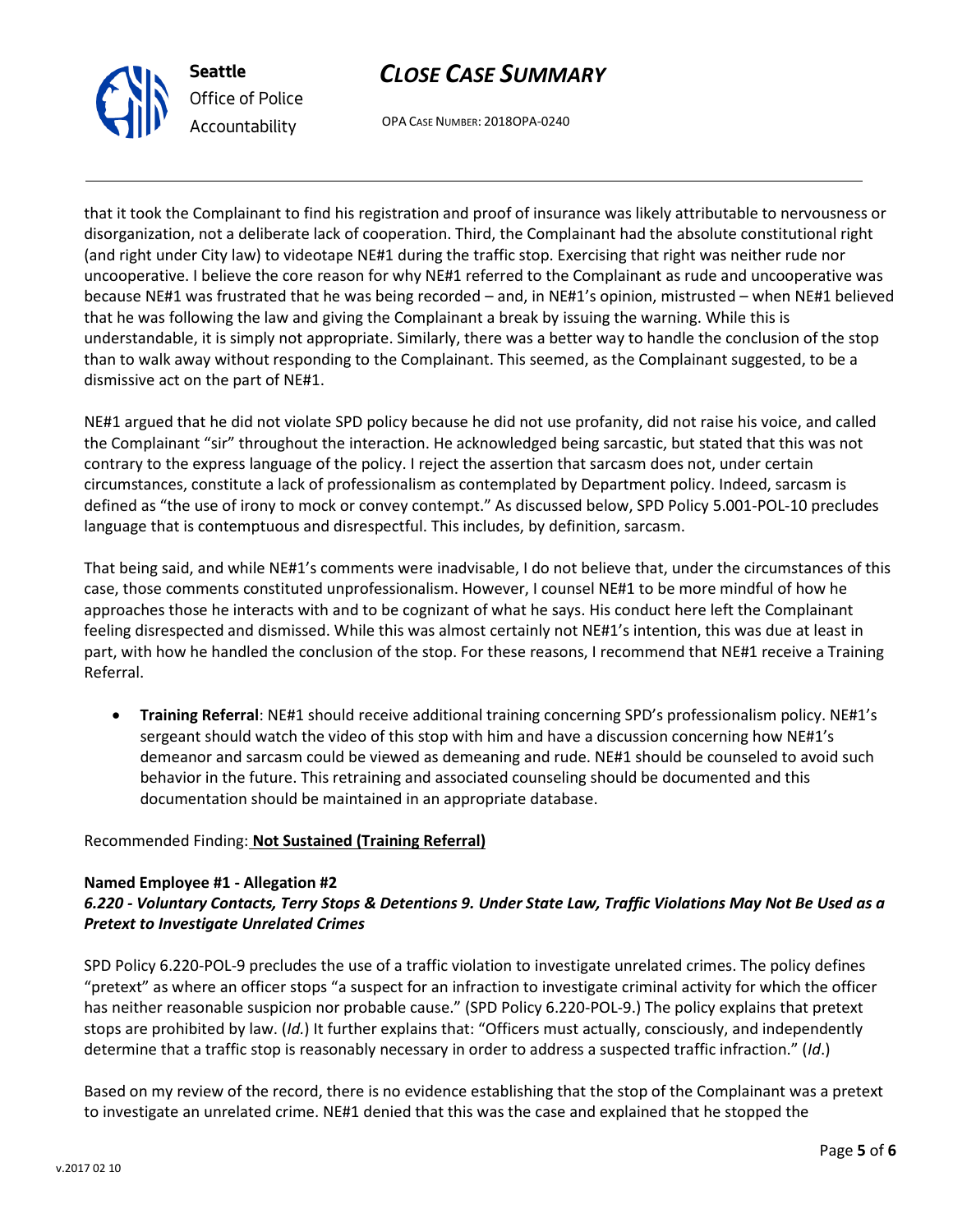that it took the Complainant to find his registration and proof of insurance was likely attributable to nervousness or disorganization, not a deliberate lack of cooperation. Third, the Complainant had the absolute constitutional right (and right under City law) to videotape NE#1 during the traffic stop. Exercising that right was neither rude nor uncooperative. I believe the core reason for why NE#1 referred to the Complainant as rude and uncooperative was because NE#1 was frustrated that he was being recorded – and, in NE#1's opinion, mistrusted – when NE#1 believed that he was following the law and giving the Complainant a break by issuing the warning. While this is understandable, it is simply not appropriate. Similarly, there was a better way to handle the conclusion of the stop than to walk away without responding to the Complainant. This seemed, as the Complainant suggested, to be a dismissive act on the part of NE#1.

NE#1 argued that he did not violate SPD policy because he did not use profanity, did not raise his voice, and called the Complainant "sir" throughout the interaction. He acknowledged being sarcastic, but stated that this was not contrary to the express language of the policy. I reject the assertion that sarcasm does not, under certain circumstances, constitute a lack of professionalism as contemplated by Department policy. Indeed, sarcasm is defined as "the use of irony to mock or convey contempt." As discussed below, SPD Policy 5.001-POL-10 precludes language that is contemptuous and disrespectful. This includes, by definition, sarcasm.

That being said, and while NE#1's comments were inadvisable, I do not believe that, under the circumstances of this case, those comments constituted unprofessionalism. However, I counsel NE#1 to be more mindful of how he approaches those he interacts with and to be cognizant of what he says. His conduct here left the Complainant feeling disrespected and dismissed. While this was almost certainly not NE#1's intention, this was due at least in part, with how he handled the conclusion of the stop. For these reasons, I recommend that NE#1 receive a Training Referral.

- **Training Referral**: NE#1 should receive additional training concerning SPD's professionalism policy. NE#1's sergeant should watch the video of this stop with him and have a discussion concerning how NE#1's demeanor and sarcasm could be viewed as demeaning and rude. NE#1 should be counseled to avoid such behavior in the future. This retraining and associated counseling should be documented and this documentation should be maintained in an appropriate database.

Recommended Finding: **Not Sustained (Training Referral)**

**Named Employee #1 - Allegation #2**
***6.220 - Voluntary Contacts, Terry Stops & Detentions 9. Under State Law, Traffic Violations May Not Be Used as a Pretext to Investigate Unrelated Crimes***

SPD Policy 6.220-POL-9 precludes the use of a traffic violation to investigate unrelated crimes. The policy defines "pretext" as where an officer stops "a suspect for an infraction to investigate criminal activity for which the officer has neither reasonable suspicion nor probable cause." (SPD Policy 6.220-POL-9.) The policy explains that pretext stops are prohibited by law. (*Id.*) It further explains that: "Officers must actually, consciously, and independently determine that a traffic stop is reasonably necessary in order to address a suspected traffic infraction." (*Id*.)

Based on my review of the record, there is no evidence establishing that the stop of the Complainant was a pretext to investigate an unrelated crime. NE#1 denied that this was the case and explained that he stopped the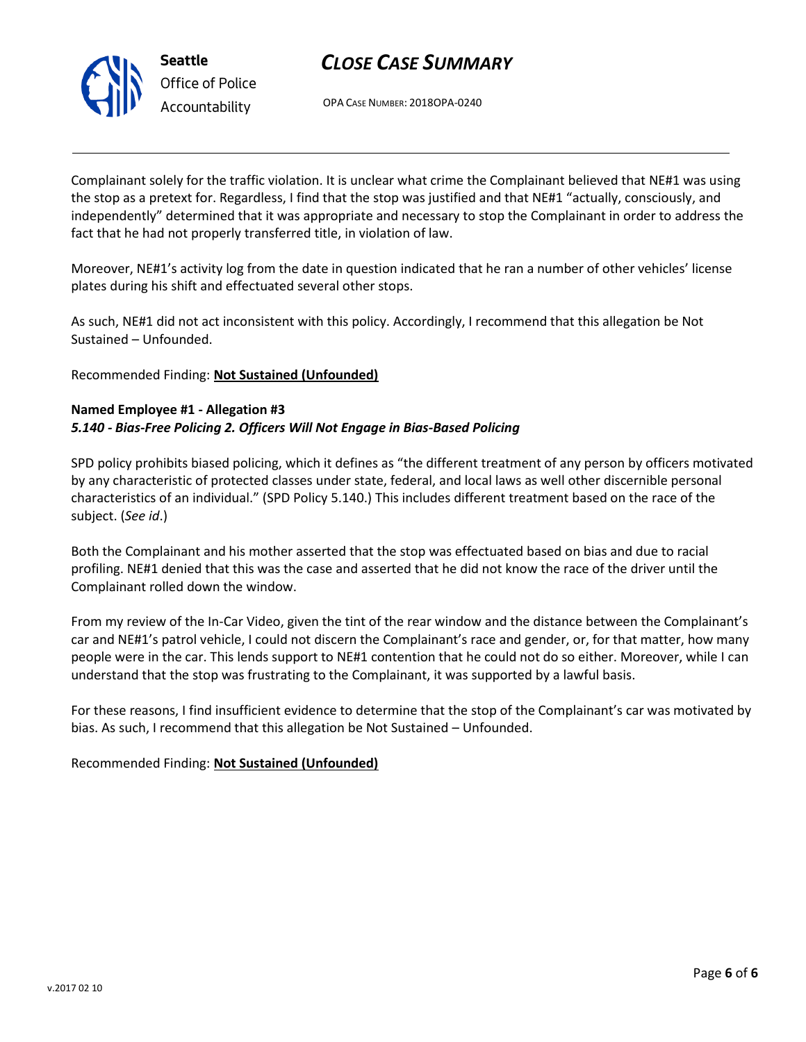Complainant solely for the traffic violation. It is unclear what crime the Complainant believed that NE#1 was using the stop as a pretext for. Regardless, I find that the stop was justified and that NE#1 "actually, consciously, and independently" determined that it was appropriate and necessary to stop the Complainant in order to address the fact that he had not properly transferred title, in violation of law.

Moreover, NE#1's activity log from the date in question indicated that he ran a number of other vehicles' license plates during his shift and effectuated several other stops.

As such, NE#1 did not act inconsistent with this policy. Accordingly, I recommend that this allegation be Not Sustained – Unfounded.

Recommended Finding: **Not Sustained (Unfounded)**

**Named Employee #1 - Allegation #3**
***5.140 - Bias-Free Policing 2. Officers Will Not Engage in Bias-Based Policing***

SPD policy prohibits biased policing, which it defines as "the different treatment of any person by officers motivated by any characteristic of protected classes under state, federal, and local laws as well other discernible personal characteristics of an individual." (SPD Policy 5.140.) This includes different treatment based on the race of the subject. (*See id*.)

Both the Complainant and his mother asserted that the stop was effectuated based on bias and due to racial profiling. NE#1 denied that this was the case and asserted that he did not know the race of the driver until the Complainant rolled down the window.

From my review of the In-Car Video, given the tint of the rear window and the distance between the Complainant's car and NE#1's patrol vehicle, I could not discern the Complainant's race and gender, or, for that matter, how many people were in the car. This lends support to NE#1 contention that he could not do so either. Moreover, while I can understand that the stop was frustrating to the Complainant, it was supported by a lawful basis.

For these reasons, I find insufficient evidence to determine that the stop of the Complainant's car was motivated by bias. As such, I recommend that this allegation be Not Sustained – Unfounded.

Recommended Finding: **Not Sustained (Unfounded)**